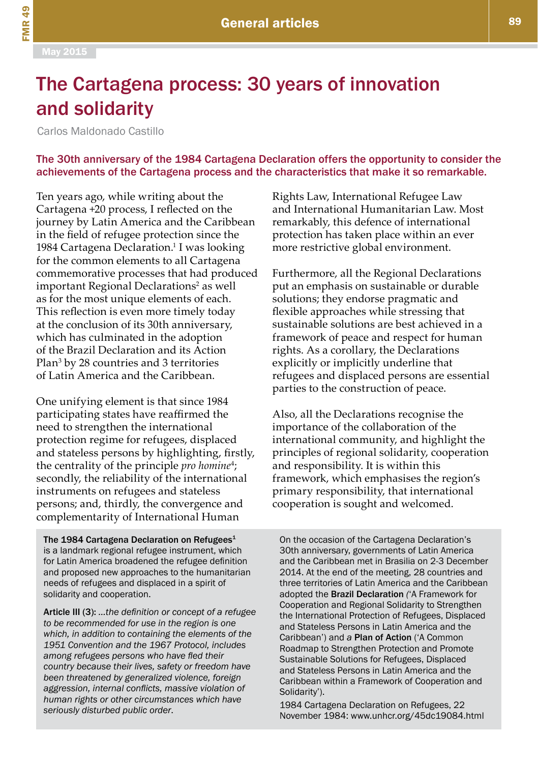# The Cartagena process: 30 years of innovation and solidarity

Carlos Maldonado Castillo

**The 30th anniversary of the 1984 Cartagena Declaration offers the opportunity to consider the achievements of the Cartagena process and the characteristics that make it so remarkable.**

Ten years ago, while writing about the Cartagena +20 process, I reflected on the journey by Latin America and the Caribbean in the field of refugee protection since the 1984 Cartagena Declaration.[1] I was looking for the common elements to all Cartagena commemorative processes that had produced important Regional Declarations[2] as well as for the most unique elements of each. This reflection is even more timely today at the conclusion of its 30th anniversary, which has culminated in the adoption of the Brazil Declaration and its Action Plan[3] by 28 countries and 3 territories of Latin America and the Caribbean.

One unifying element is that since 1984 participating states have reaffirmed the need to strengthen the international protection regime for refugees, displaced and stateless persons by highlighting, firstly, the centrality of the principle *pro homine*[4]; secondly, the reliability of the international instruments on refugees and stateless persons; and, thirdly, the convergence and complementarity of International Human Rights Law, International Refugee Law and International Humanitarian Law. Most remarkably, this defence of international protection has taken place within an ever more restrictive global environment.

Furthermore, all the Regional Declarations put an emphasis on sustainable or durable solutions; they endorse pragmatic and flexible approaches while stressing that sustainable solutions are best achieved in a framework of peace and respect for human rights. As a corollary, the Declarations explicitly or implicitly underline that refugees and displaced persons are essential parties to the construction of peace.

Also, all the Declarations recognise the importance of the collaboration of the international community, and highlight the principles of regional solidarity, cooperation and responsibility. It is within this framework, which emphasises the region's primary responsibility, that international cooperation is sought and welcomed.

---

**The 1984 Cartagena Declaration on Refugees**[1] is a landmark regional refugee instrument, which for Latin America broadened the refugee definition and proposed new approaches to the humanitarian needs of refugees and displaced in a spirit of solidarity and cooperation.

**Article III (3):** *...the definition or concept of a refugee to be recommended for use in the region is one which, in addition to containing the elements of the 1951 Convention and the 1967 Protocol, includes among refugees persons who have fled their country because their lives, safety or freedom have been threatened by generalized violence, foreign aggression, internal conflicts, massive violation of human rights or other circumstances which have seriously disturbed public order.*

On the occasion of the Cartagena Declaration's 30th anniversary, governments of Latin America and the Caribbean met in Brasilia on 2-3 December 2014. At the end of the meeting, 28 countries and three territories of Latin America and the Caribbean adopted the **Brazil Declaration** ('A Framework for Cooperation and Regional Solidarity to Strengthen the International Protection of Refugees, Displaced and Stateless Persons in Latin America and the Caribbean') and *a* **Plan of Action** ('A Common Roadmap to Strengthen Protection and Promote Sustainable Solutions for Refugees, Displaced and Stateless Persons in Latin America and the Caribbean within a Framework of Cooperation and Solidarity').

1984 Cartagena Declaration on Refugees, 22 November 1984: www.unhcr.org/45dc19084.html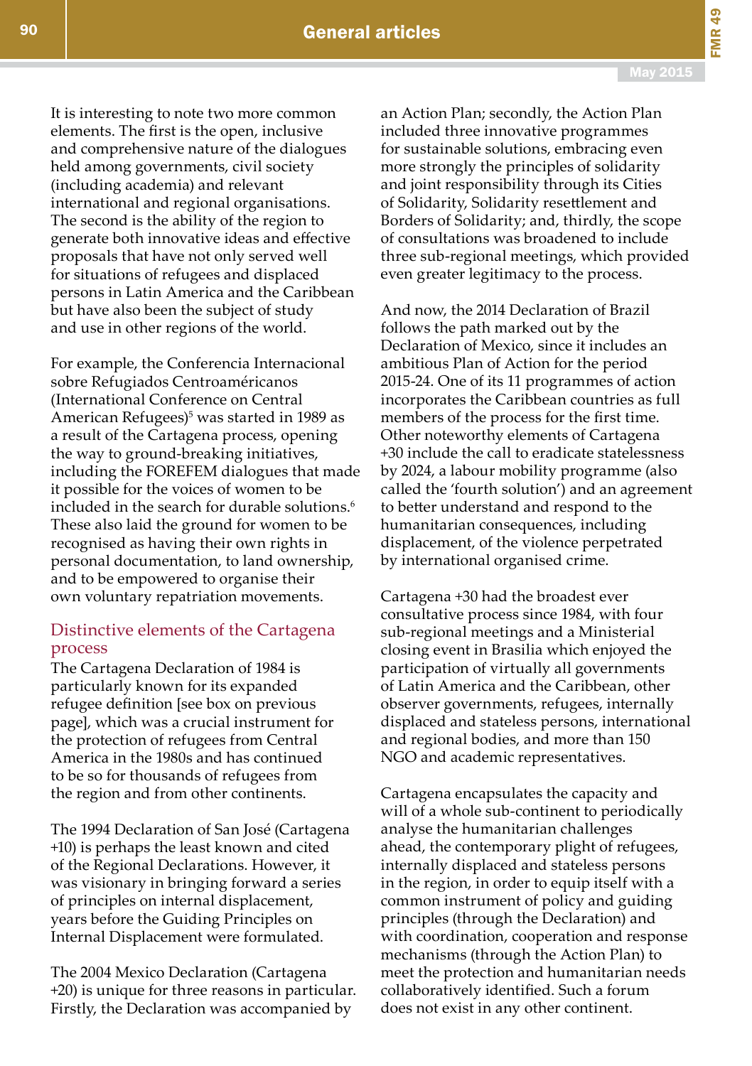It is interesting to note two more common elements. The first is the open, inclusive and comprehensive nature of the dialogues held among governments, civil society (including academia) and relevant international and regional organisations. The second is the ability of the region to generate both innovative ideas and effective proposals that have not only served well for situations of refugees and displaced persons in Latin America and the Caribbean but have also been the subject of study and use in other regions of the world.

For example, the Conferencia Internacional sobre Refugiados Centroaméricanos (International Conference on Central American Refugees)[5] was started in 1989 as a result of the Cartagena process, opening the way to ground-breaking initiatives, including the FOREFEM dialogues that made it possible for the voices of women to be included in the search for durable solutions.[6] These also laid the ground for women to be recognised as having their own rights in personal documentation, to land ownership, and to be empowered to organise their own voluntary repatriation movements.

## Distinctive elements of the Cartagena process

The Cartagena Declaration of 1984 is particularly known for its expanded refugee definition [see box on previous page], which was a crucial instrument for the protection of refugees from Central America in the 1980s and has continued to be so for thousands of refugees from the region and from other continents.

The 1994 Declaration of San José (Cartagena +10) is perhaps the least known and cited of the Regional Declarations. However, it was visionary in bringing forward a series of principles on internal displacement, years before the Guiding Principles on Internal Displacement were formulated.

The 2004 Mexico Declaration (Cartagena +20) is unique for three reasons in particular. Firstly, the Declaration was accompanied by an Action Plan; secondly, the Action Plan included three innovative programmes for sustainable solutions, embracing even more strongly the principles of solidarity and joint responsibility through its Cities of Solidarity, Solidarity resettlement and Borders of Solidarity; and, thirdly, the scope of consultations was broadened to include three sub-regional meetings, which provided even greater legitimacy to the process.

And now, the 2014 Declaration of Brazil follows the path marked out by the Declaration of Mexico, since it includes an ambitious Plan of Action for the period 2015-24. One of its 11 programmes of action incorporates the Caribbean countries as full members of the process for the first time. Other noteworthy elements of Cartagena +30 include the call to eradicate statelessness by 2024, a labour mobility programme (also called the 'fourth solution') and an agreement to better understand and respond to the humanitarian consequences, including displacement, of the violence perpetrated by international organised crime.

Cartagena +30 had the broadest ever consultative process since 1984, with four sub-regional meetings and a Ministerial closing event in Brasilia which enjoyed the participation of virtually all governments of Latin America and the Caribbean, other observer governments, refugees, internally displaced and stateless persons, international and regional bodies, and more than 150 NGO and academic representatives.

Cartagena encapsulates the capacity and will of a whole sub-continent to periodically analyse the humanitarian challenges ahead, the contemporary plight of refugees, internally displaced and stateless persons in the region, in order to equip itself with a common instrument of policy and guiding principles (through the Declaration) and with coordination, cooperation and response mechanisms (through the Action Plan) to meet the protection and humanitarian needs collaboratively identified. Such a forum does not exist in any other continent.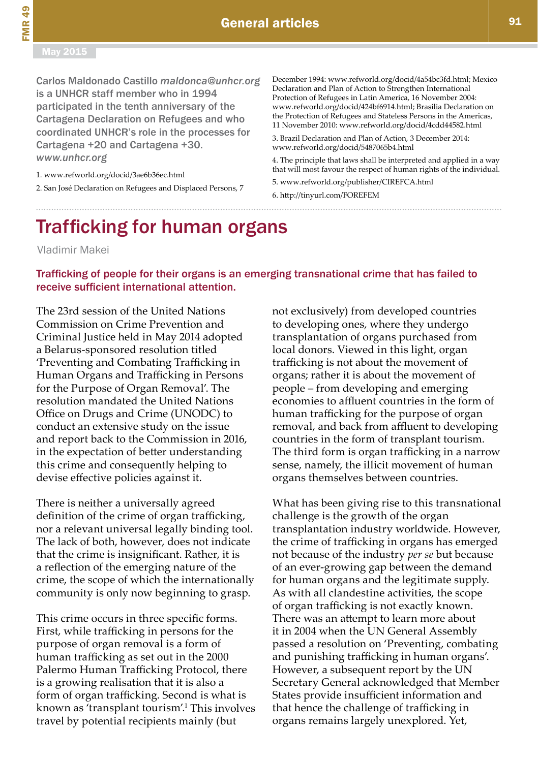Carlos Maldonado Castillo *maldonca@unhcr.org* is a UNHCR staff member who in 1994 participated in the tenth anniversary of the Cartagena Declaration on Refugees and who coordinated UNHCR's role in the processes for Cartagena +20 and Cartagena +30. *www.unhcr.org*

1. www.refworld.org/docid/3ae6b36ec.html

2. San José Declaration on Refugees and Displaced Persons, 7 December 1994: www.refworld.org/docid/4a54bc3fd.html; Mexico Declaration and Plan of Action to Strengthen International Protection of Refugees in Latin America, 16 November 2004: www.refworld.org/docid/424bf6914.html; Brasilia Declaration on the Protection of Refugees and Stateless Persons in the Americas, 11 November 2010: www.refworld.org/docid/4cdd44582.html

3. Brazil Declaration and Plan of Action, 3 December 2014: www.refworld.org/docid/5487065b4.html

4. The principle that laws shall be interpreted and applied in a way that will most favour the respect of human rights of the individual.

5. www.refworld.org/publisher/CIREFCA.html

6. http://tinyurl.com/FOREFEM

# Trafficking for human organs

Vladimir Makei

**Trafficking of people for their organs is an emerging transnational crime that has failed to receive sufficient international attention.**

The 23rd session of the United Nations Commission on Crime Prevention and Criminal Justice held in May 2014 adopted a Belarus-sponsored resolution titled 'Preventing and Combating Trafficking in Human Organs and Trafficking in Persons for the Purpose of Organ Removal'. The resolution mandated the United Nations Office on Drugs and Crime (UNODC) to conduct an extensive study on the issue and report back to the Commission in 2016, in the expectation of better understanding this crime and consequently helping to devise effective policies against it.

There is neither a universally agreed definition of the crime of organ trafficking, nor a relevant universal legally binding tool. The lack of both, however, does not indicate that the crime is insignificant. Rather, it is a reflection of the emerging nature of the crime, the scope of which the internationally community is only now beginning to grasp.

This crime occurs in three specific forms. First, while trafficking in persons for the purpose of organ removal is a form of human trafficking as set out in the 2000 Palermo Human Trafficking Protocol, there is a growing realisation that it is also a form of organ trafficking. Second is what is known as 'transplant tourism'.[1] This involves travel by potential recipients mainly (but not exclusively) from developed countries to developing ones, where they undergo transplantation of organs purchased from local donors. Viewed in this light, organ trafficking is not about the movement of organs; rather it is about the movement of people – from developing and emerging economies to affluent countries in the form of human trafficking for the purpose of organ removal, and back from affluent to developing countries in the form of transplant tourism. The third form is organ trafficking in a narrow sense, namely, the illicit movement of human organs themselves between countries.

What has been giving rise to this transnational challenge is the growth of the organ transplantation industry worldwide. However, the crime of trafficking in organs has emerged not because of the industry *per se* but because of an ever-growing gap between the demand for human organs and the legitimate supply. As with all clandestine activities, the scope of organ trafficking is not exactly known. There was an attempt to learn more about it in 2004 when the UN General Assembly passed a resolution on 'Preventing, combating and punishing trafficking in human organs'. However, a subsequent report by the UN Secretary General acknowledged that Member States provide insufficient information and that hence the challenge of trafficking in organs remains largely unexplored. Yet,